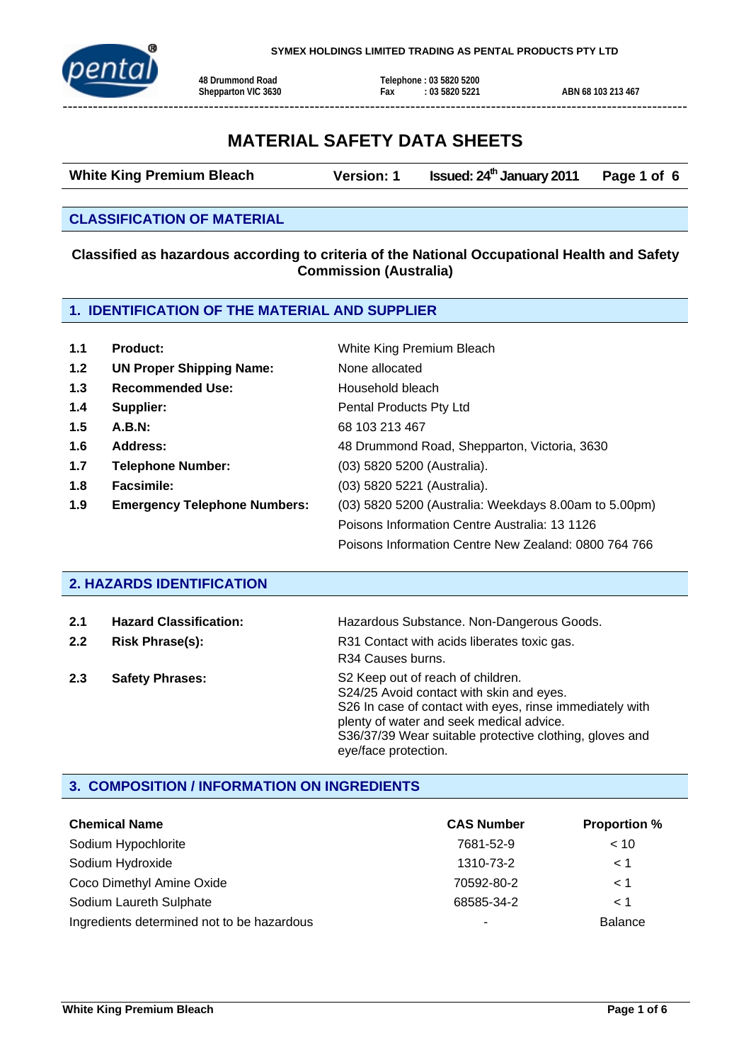SYMEX HOLDINGS LIMITED TRADING AS PENTAL PRODUCTS PTY LTD

48 Drummond Road
Shepparton VIC 3630

Telephone : 03 5820 5200
Fax : 03 5820 5221

ABN 68 103 213 467

# MATERIAL SAFETY DATA SHEETS

| White King Premium Bleach | Version: 1 | Issued: 24th January 2011 | Page 1 of 6 |
|---|---|---|---|

## CLASSIFICATION OF MATERIAL

**Classified as hazardous according to criteria of the National Occupational Health and Safety Commission (Australia)**

## 1. IDENTIFICATION OF THE MATERIAL AND SUPPLIER

| | | |
|---|---|---|
| **1.1** | **Product:** | White King Premium Bleach |
| **1.2** | **UN Proper Shipping Name:** | None allocated |
| **1.3** | **Recommended Use:** | Household bleach |
| **1.4** | **Supplier:** | Pental Products Pty Ltd |
| **1.5** | **A.B.N:** | 68 103 213 467 |
| **1.6** | **Address:** | 48 Drummond Road, Shepparton, Victoria, 3630 |
| **1.7** | **Telephone Number:** | (03) 5820 5200 (Australia). |
| **1.8** | **Facsimile:** | (03) 5820 5221 (Australia). |
| **1.9** | **Emergency Telephone Numbers:** | (03) 5820 5200 (Australia: Weekdays 8.00am to 5.00pm)<br>Poisons Information Centre Australia: 13 1126<br>Poisons Information Centre New Zealand: 0800 764 766 |

## 2. HAZARDS IDENTIFICATION

| | | |
|---|---|---|
| **2.1** | **Hazard Classification:** | Hazardous Substance. Non-Dangerous Goods. |
| **2.2** | **Risk Phrase(s):** | R31 Contact with acids liberates toxic gas.<br>R34 Causes burns. |
| **2.3** | **Safety Phrases:** | S2 Keep out of reach of children.<br>S24/25 Avoid contact with skin and eyes.<br>S26 In case of contact with eyes, rinse immediately with plenty of water and seek medical advice.<br>S36/37/39 Wear suitable protective clothing, gloves and eye/face protection. |

## 3. COMPOSITION / INFORMATION ON INGREDIENTS

| Chemical Name | CAS Number | Proportion % |
|---|---|---|
| Sodium Hypochlorite | 7681-52-9 | < 10 |
| Sodium Hydroxide | 1310-73-2 | < 1 |
| Coco Dimethyl Amine Oxide | 70592-80-2 | < 1 |
| Sodium Laureth Sulphate | 68585-34-2 | < 1 |
| Ingredients determined not to be hazardous | - | Balance |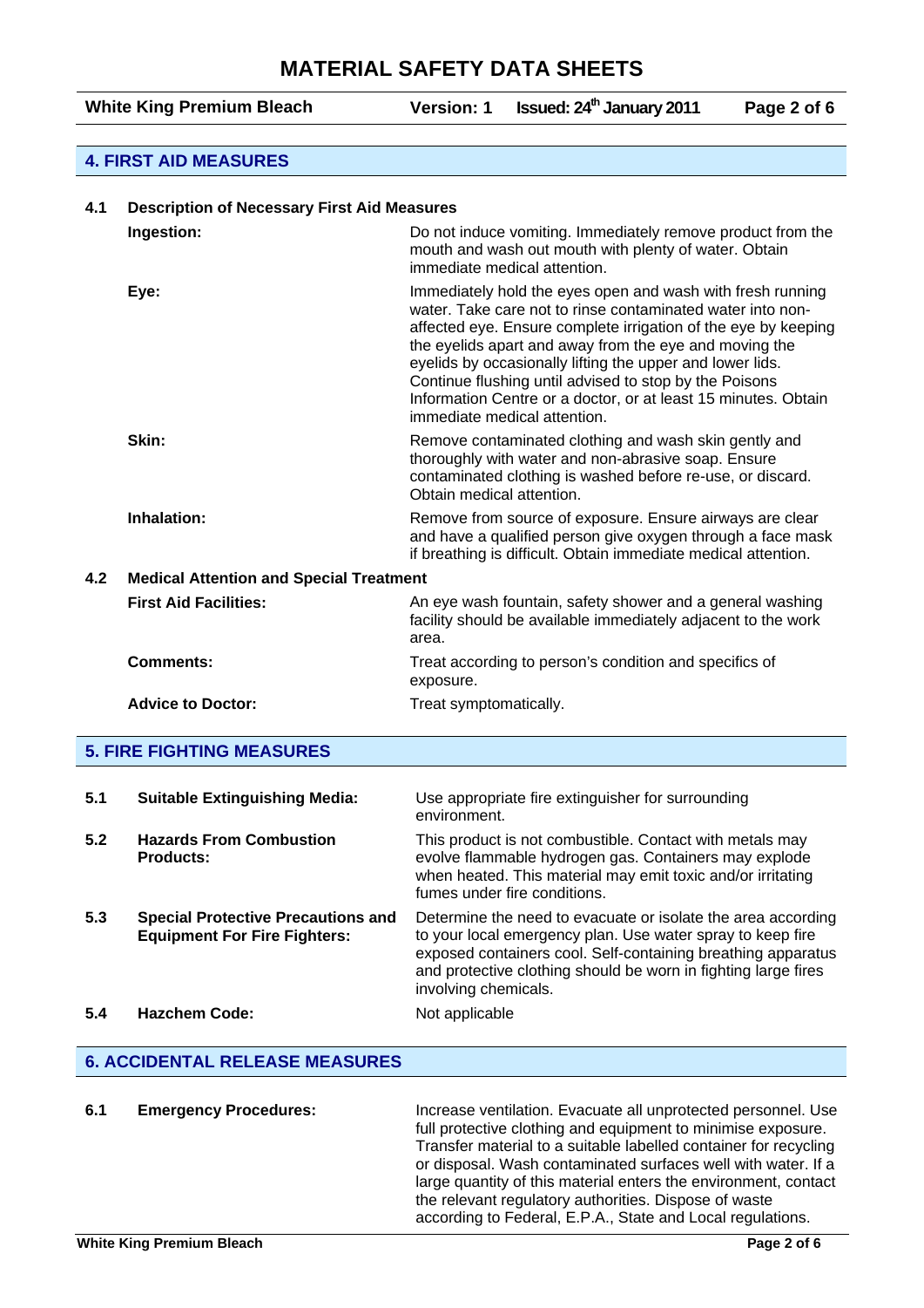## 4. FIRST AID MEASURES

### 4.1 Description of Necessary First Aid Measures

**Ingestion:** Do not induce vomiting. Immediately remove product from the mouth and wash out mouth with plenty of water. Obtain immediate medical attention.

**Eye:** Immediately hold the eyes open and wash with fresh running water. Take care not to rinse contaminated water into non-affected eye. Ensure complete irrigation of the eye by keeping the eyelids apart and away from the eye and moving the eyelids by occasionally lifting the upper and lower lids. Continue flushing until advised to stop by the Poisons Information Centre or a doctor, or at least 15 minutes. Obtain immediate medical attention.

**Skin:** Remove contaminated clothing and wash skin gently and thoroughly with water and non-abrasive soap. Ensure contaminated clothing is washed before re-use, or discard. Obtain medical attention.

**Inhalation:** Remove from source of exposure. Ensure airways are clear and have a qualified person give oxygen through a face mask if breathing is difficult. Obtain immediate medical attention.

### 4.2 Medical Attention and Special Treatment

**First Aid Facilities:** An eye wash fountain, safety shower and a general washing facility should be available immediately adjacent to the work area.

**Comments:** Treat according to person's condition and specifics of exposure.

**Advice to Doctor:** Treat symptomatically.

## 5. FIRE FIGHTING MEASURES

**5.1 Suitable Extinguishing Media:** Use appropriate fire extinguisher for surrounding environment.

**5.2 Hazards From Combustion Products:** This product is not combustible. Contact with metals may evolve flammable hydrogen gas. Containers may explode when heated. This material may emit toxic and/or irritating fumes under fire conditions.

**5.3 Special Protective Precautions and Equipment For Fire Fighters:** Determine the need to evacuate or isolate the area according to your local emergency plan. Use water spray to keep fire exposed containers cool. Self-containing breathing apparatus and protective clothing should be worn in fighting large fires involving chemicals.

**5.4 Hazchem Code:** Not applicable

## 6. ACCIDENTAL RELEASE MEASURES

**6.1 Emergency Procedures:** Increase ventilation. Evacuate all unprotected personnel. Use full protective clothing and equipment to minimise exposure. Transfer material to a suitable labelled container for recycling or disposal. Wash contaminated surfaces well with water. If a large quantity of this material enters the environment, contact the relevant regulatory authorities. Dispose of waste according to Federal, E.P.A., State and Local regulations.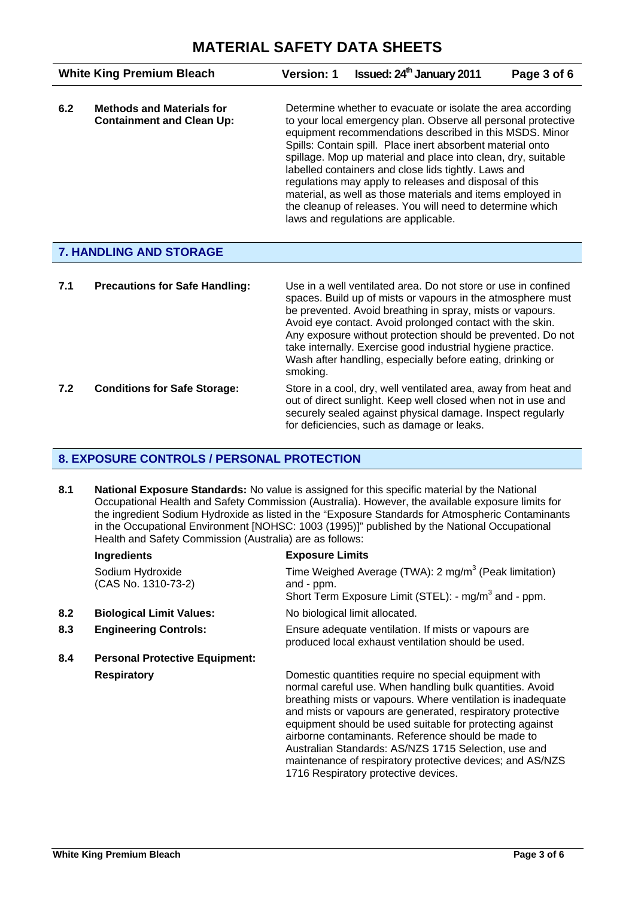**6.2 Methods and Materials for Containment and Clean Up:**

Determine whether to evacuate or isolate the area according to your local emergency plan. Observe all personal protective equipment recommendations described in this MSDS. Minor Spills: Contain spill. Place inert absorbent material onto spillage. Mop up material and place into clean, dry, suitable labelled containers and close lids tightly. Laws and regulations may apply to releases and disposal of this material, as well as those materials and items employed in the cleanup of releases. You will need to determine which laws and regulations are applicable.

## 7. HANDLING AND STORAGE

**7.1 Precautions for Safe Handling:**

Use in a well ventilated area. Do not store or use in confined spaces. Build up of mists or vapours in the atmosphere must be prevented. Avoid breathing in spray, mists or vapours. Avoid eye contact. Avoid prolonged contact with the skin. Any exposure without protection should be prevented. Do not take internally. Exercise good industrial hygiene practice. Wash after handling, especially before eating, drinking or smoking.

**7.2 Conditions for Safe Storage:**

Store in a cool, dry, well ventilated area, away from heat and out of direct sunlight. Keep well closed when not in use and securely sealed against physical damage. Inspect regularly for deficiencies, such as damage or leaks.

## 8. EXPOSURE CONTROLS / PERSONAL PROTECTION

**8.1 National Exposure Standards:** No value is assigned for this specific material by the National Occupational Health and Safety Commission (Australia). However, the available exposure limits for the ingredient Sodium Hydroxide as listed in the "Exposure Standards for Atmospheric Contaminants in the Occupational Environment [NOHSC: 1003 (1995)]" published by the National Occupational Health and Safety Commission (Australia) are as follows:

| Ingredients | Exposure Limits |
|---|---|
| Sodium Hydroxide (CAS No. 1310-73-2) | Time Weighed Average (TWA): 2 mg/m$^3$ (Peak limitation) and - ppm.<br>Short Term Exposure Limit (STEL): - mg/m$^3$ and - ppm. |

**8.2 Biological Limit Values:** No biological limit allocated.

**8.3 Engineering Controls:** Ensure adequate ventilation. If mists or vapours are produced local exhaust ventilation should be used.

**8.4 Personal Protective Equipment:**

**Respiratory**

Domestic quantities require no special equipment with normal careful use. When handling bulk quantities. Avoid breathing mists or vapours. Where ventilation is inadequate and mists or vapours are generated, respiratory protective equipment should be used suitable for protecting against airborne contaminants. Reference should be made to Australian Standards: AS/NZS 1715 Selection, use and maintenance of respiratory protective devices; and AS/NZS 1716 Respiratory protective devices.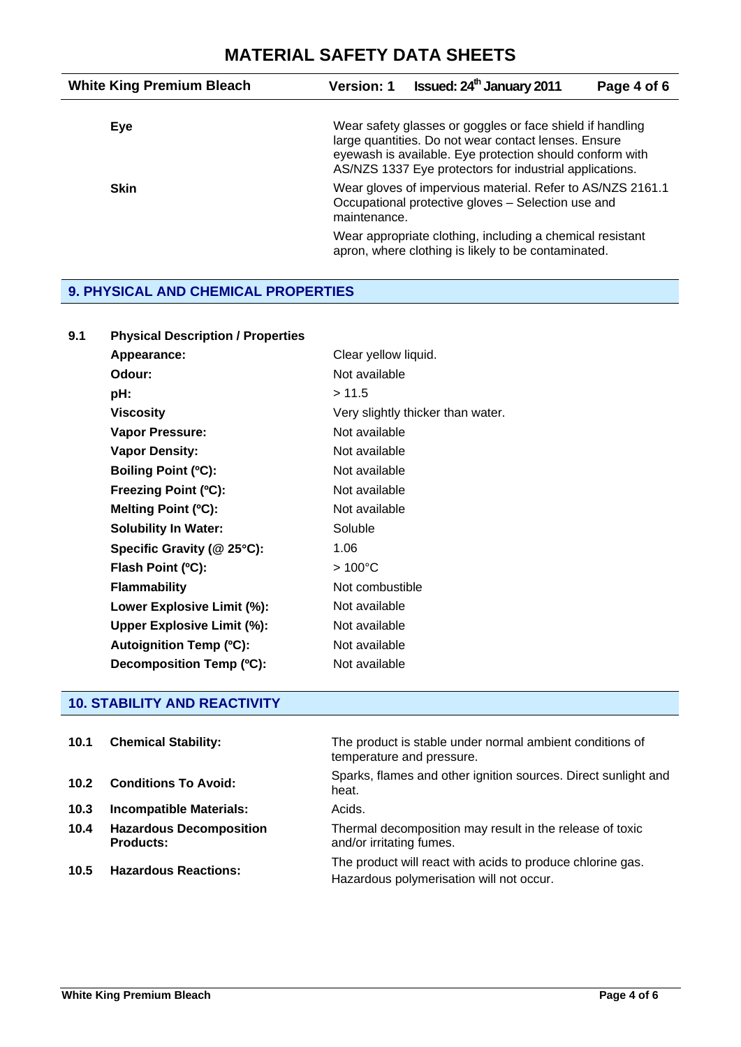| | |
|---|---|
| **Eye** | Wear safety glasses or goggles or face shield if handling large quantities. Do not wear contact lenses. Ensure eyewash is available. Eye protection should conform with AS/NZS 1337 Eye protectors for industrial applications. |
| **Skin** | Wear gloves of impervious material. Refer to AS/NZS 2161.1 Occupational protective gloves – Selection use and maintenance.<br><br>Wear appropriate clothing, including a chemical resistant apron, where clothing is likely to be contaminated. |

## 9. PHYSICAL AND CHEMICAL PROPERTIES

**9.1 Physical Description / Properties**

| | |
|---|---|
| **Appearance:** | Clear yellow liquid. |
| **Odour:** | Not available |
| **pH:** | > 11.5 |
| **Viscosity** | Very slightly thicker than water. |
| **Vapor Pressure:** | Not available |
| **Vapor Density:** | Not available |
| **Boiling Point (ºC):** | Not available |
| **Freezing Point (ºC):** | Not available |
| **Melting Point (ºC):** | Not available |
| **Solubility In Water:** | Soluble |
| **Specific Gravity (@ 25°C):** | 1.06 |
| **Flash Point (ºC):** | > 100°C |
| **Flammability** | Not combustible |
| **Lower Explosive Limit (%):** | Not available |
| **Upper Explosive Limit (%):** | Not available |
| **Autoignition Temp (ºC):** | Not available |
| **Decomposition Temp (ºC):** | Not available |

## 10. STABILITY AND REACTIVITY

| | | |
|---|---|---|
| **10.1** | **Chemical Stability:** | The product is stable under normal ambient conditions of temperature and pressure. |
| **10.2** | **Conditions To Avoid:** | Sparks, flames and other ignition sources. Direct sunlight and heat. |
| **10.3** | **Incompatible Materials:** | Acids. |
| **10.4** | **Hazardous Decomposition Products:** | Thermal decomposition may result in the release of toxic and/or irritating fumes. |
| **10.5** | **Hazardous Reactions:** | The product will react with acids to produce chlorine gas. Hazardous polymerisation will not occur. |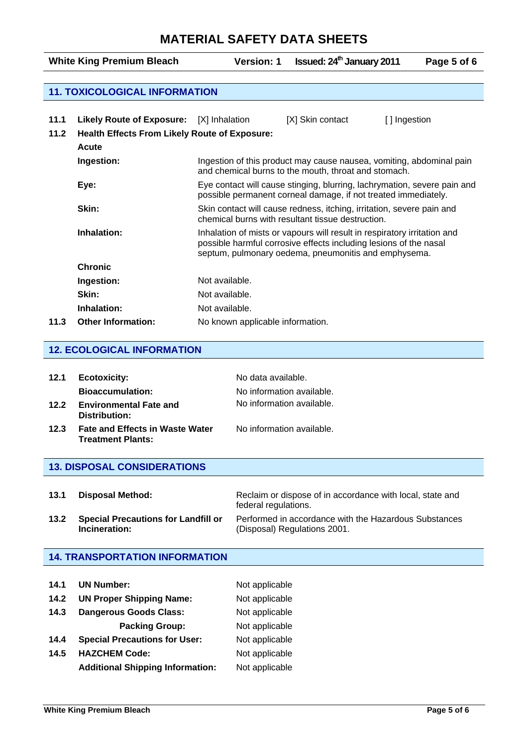## 11. TOXICOLOGICAL INFORMATION

| | | | | | |
|---|---|---|---|---|---|
| **11.1** | **Likely Route of Exposure:** | [X] Inhalation | [X] Skin contact | [ ] Ingestion |
| **11.2** | **Health Effects From Likely Route of Exposure:** | | | |
| | **Acute** | | | |
| | **Ingestion:** | Ingestion of this product may cause nausea, vomiting, abdominal pain and chemical burns to the mouth, throat and stomach. | | |
| | **Eye:** | Eye contact will cause stinging, blurring, lachrymation, severe pain and possible permanent corneal damage, if not treated immediately. | | |
| | **Skin:** | Skin contact will cause redness, itching, irritation, severe pain and chemical burns with resultant tissue destruction. | | |
| | **Inhalation:** | Inhalation of mists or vapours will result in respiratory irritation and possible harmful corrosive effects including lesions of the nasal septum, pulmonary oedema, pneumonitis and emphysema. | | |
| | **Chronic** | | | |
| | **Ingestion:** | Not available. | | |
| | **Skin:** | Not available. | | |
| | **Inhalation:** | Not available. | | |
| **11.3** | **Other Information:** | No known applicable information. | | |

## 12. ECOLOGICAL INFORMATION

| | | |
|---|---|---|
| **12.1** | **Ecotoxicity:** | No data available. |
| | **Bioaccumulation:** | No information available. |
| **12.2** | **Environmental Fate and Distribution:** | No information available. |
| **12.3** | **Fate and Effects in Waste Water Treatment Plants:** | No information available. |

## 13. DISPOSAL CONSIDERATIONS

| | | |
|---|---|---|
| **13.1** | **Disposal Method:** | Reclaim or dispose of in accordance with local, state and federal regulations. |
| **13.2** | **Special Precautions for Landfill or Incineration:** | Performed in accordance with the Hazardous Substances (Disposal) Regulations 2001. |

## 14. TRANSPORTATION INFORMATION

| | | |
|---|---|---|
| **14.1** | **UN Number:** | Not applicable |
| **14.2** | **UN Proper Shipping Name:** | Not applicable |
| **14.3** | **Dangerous Goods Class:** | Not applicable |
| | **Packing Group:** | Not applicable |
| **14.4** | **Special Precautions for User:** | Not applicable |
| **14.5** | **HAZCHEM Code:** | Not applicable |
| | **Additional Shipping Information:** | Not applicable |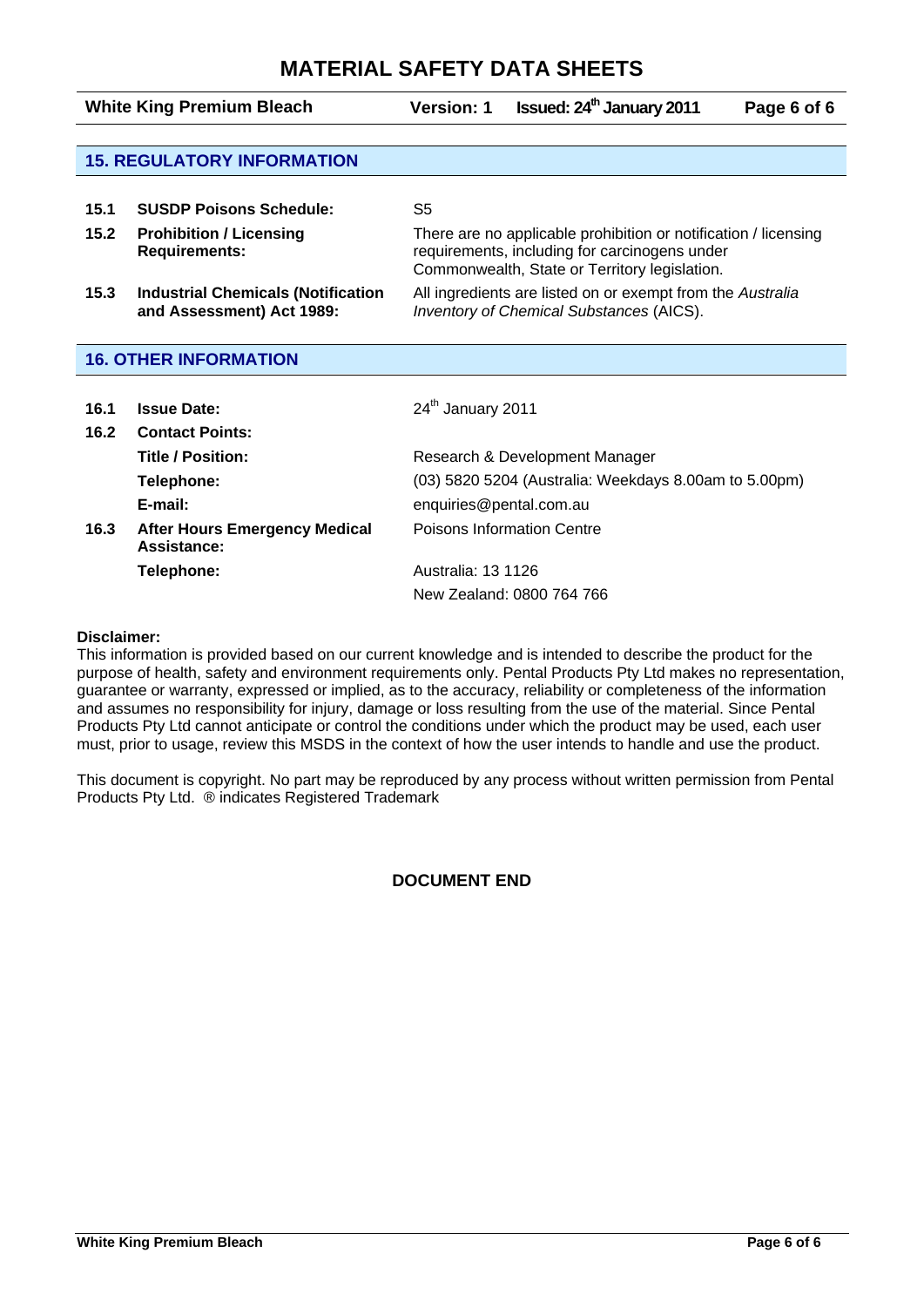## 15. REGULATORY INFORMATION

| | | |
|---|---|---|
| 15.1 | **SUSDP Poisons Schedule:** | S5 |
| 15.2 | **Prohibition / Licensing Requirements:** | There are no applicable prohibition or notification / licensing requirements, including for carcinogens under Commonwealth, State or Territory legislation. |
| 15.3 | **Industrial Chemicals (Notification and Assessment) Act 1989:** | All ingredients are listed on or exempt from the *Australia Inventory of Chemical Substances* (AICS). |

## 16. OTHER INFORMATION

| | | |
|---|---|---|
| 16.1 | **Issue Date:** | 24th January 2011 |
| 16.2 | **Contact Points:** | |
| | **Title / Position:** | Research & Development Manager |
| | **Telephone:** | (03) 5820 5204 (Australia: Weekdays 8.00am to 5.00pm) |
| | **E-mail:** | enquiries@pental.com.au |
| 16.3 | **After Hours Emergency Medical Assistance:** | Poisons Information Centre |
| | **Telephone:** | Australia: 13 1126<br>New Zealand: 0800 764 766 |

**Disclaimer:**
This information is provided based on our current knowledge and is intended to describe the product for the purpose of health, safety and environment requirements only. Pental Products Pty Ltd makes no representation, guarantee or warranty, expressed or implied, as to the accuracy, reliability or completeness of the information and assumes no responsibility for injury, damage or loss resulting from the use of the material. Since Pental Products Pty Ltd cannot anticipate or control the conditions under which the product may be used, each user must, prior to usage, review this MSDS in the context of how the user intends to handle and use the product.

This document is copyright. No part may be reproduced by any process without written permission from Pental Products Pty Ltd. ® indicates Registered Trademark

**DOCUMENT END**